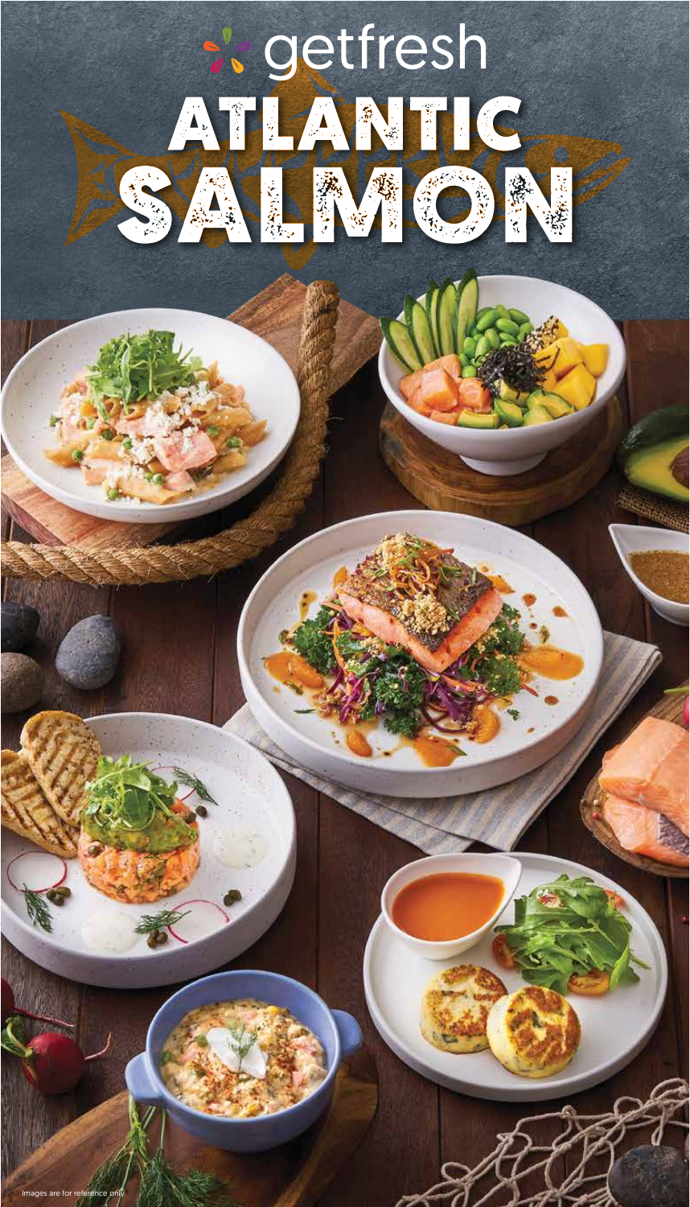getfresh

# ATLANTIC SALMON

Images are for reference only.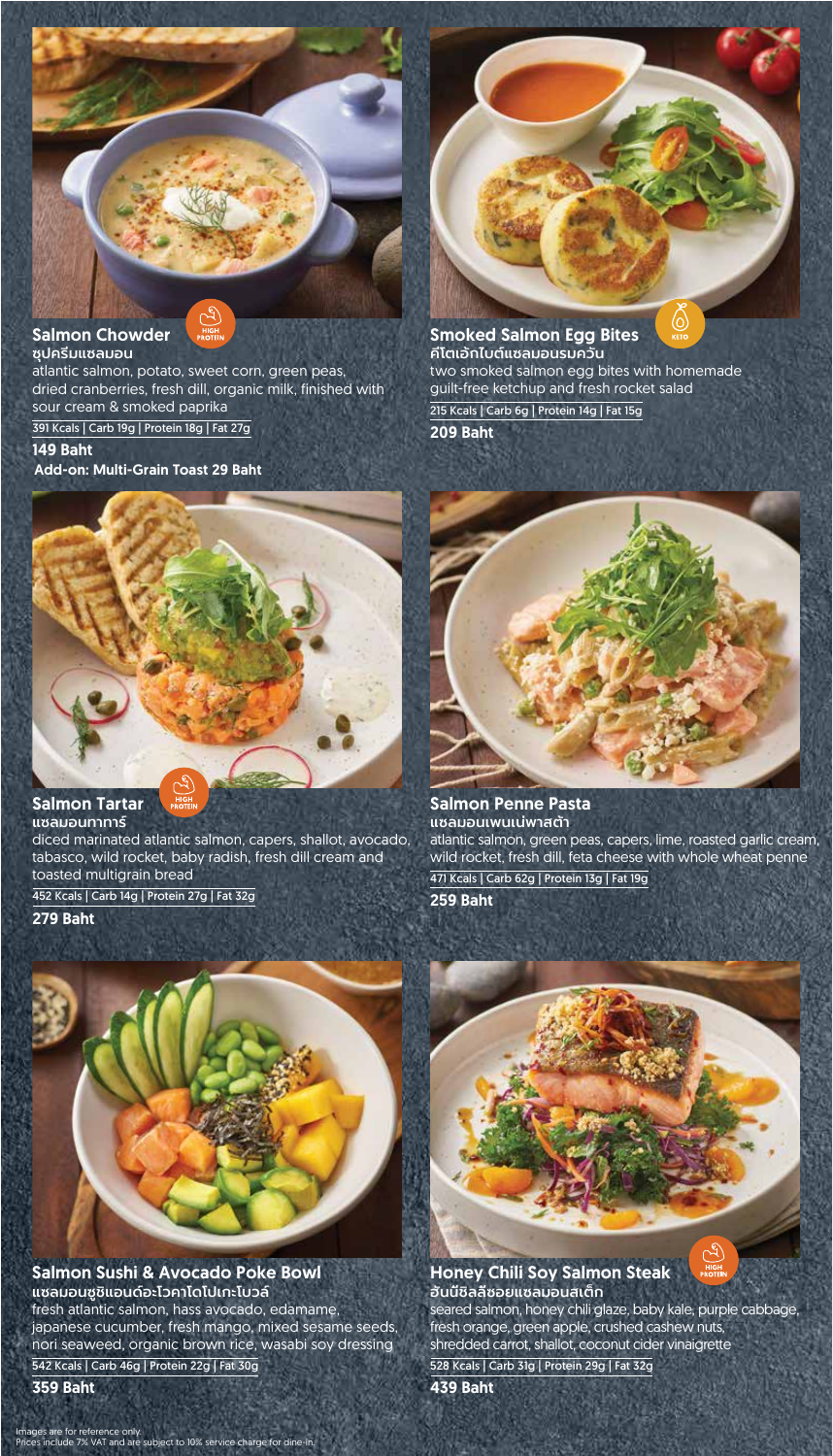## Salmon Chowder

HIGH PROTEIN

ซุปครีมแซลมอน

atlantic salmon, potato, sweet corn, green peas, dried cranberries, fresh dill, organic milk, finished with sour cream & smoked paprika

391 Kcals | Carb 19g | Protein 18g | Fat 27g

**149 Baht**

**Add-on: Multi-Grain Toast 29 Baht**

## Smoked Salmon Egg Bites

KETO

คีโตเอ้กไบต์แซลมอนรมควัน

two smoked salmon egg bites with homemade guilt-free ketchup and fresh rocket salad

215 Kcals | Carb 6g | Protein 14g | Fat 15g

**209 Baht**

## Salmon Tartar

HIGH PROTEIN

แซลมอนทาทาร์

diced marinated atlantic salmon, capers, shallot, avocado, tabasco, wild rocket, baby radish, fresh dill cream and toasted multigrain bread

452 Kcals | Carb 14g | Protein 27g | Fat 32g

**279 Baht**

## Salmon Penne Pasta

แซลมอนเพนเน่พาสต้า

atlantic salmon, green peas, capers, lime, roasted garlic cream, wild rocket, fresh dill, feta cheese with whole wheat penne

471 Kcals | Carb 62g | Protein 13g | Fat 19g

**259 Baht**

## Salmon Sushi & Avocado Poke Bowl

แซลมอนซูชิแอนด์อะโวคาโดโปเกะโบวล์

fresh atlantic salmon, hass avocado, edamame, japanese cucumber, fresh mango, mixed sesame seeds, nori seaweed, organic brown rice, wasabi soy dressing

542 Kcals | Carb 46g | Protein 22g | Fat 30g

**359 Baht**

## Honey Chili Soy Salmon Steak

HIGH PROTEIN

ฮันนี่ชิลลี่ซอยแซลมอนสเต็ก

seared salmon, honey chili glaze, baby kale, purple cabbage, fresh orange, green apple, crushed cashew nuts, shredded carrot, shallot, coconut cider vinaigrette

528 Kcals | Carb 31g | Protein 29g | Fat 32g

**439 Baht**

Images are for reference only.
Prices include 7% VAT and are subject to 10% service charge for dine-in.